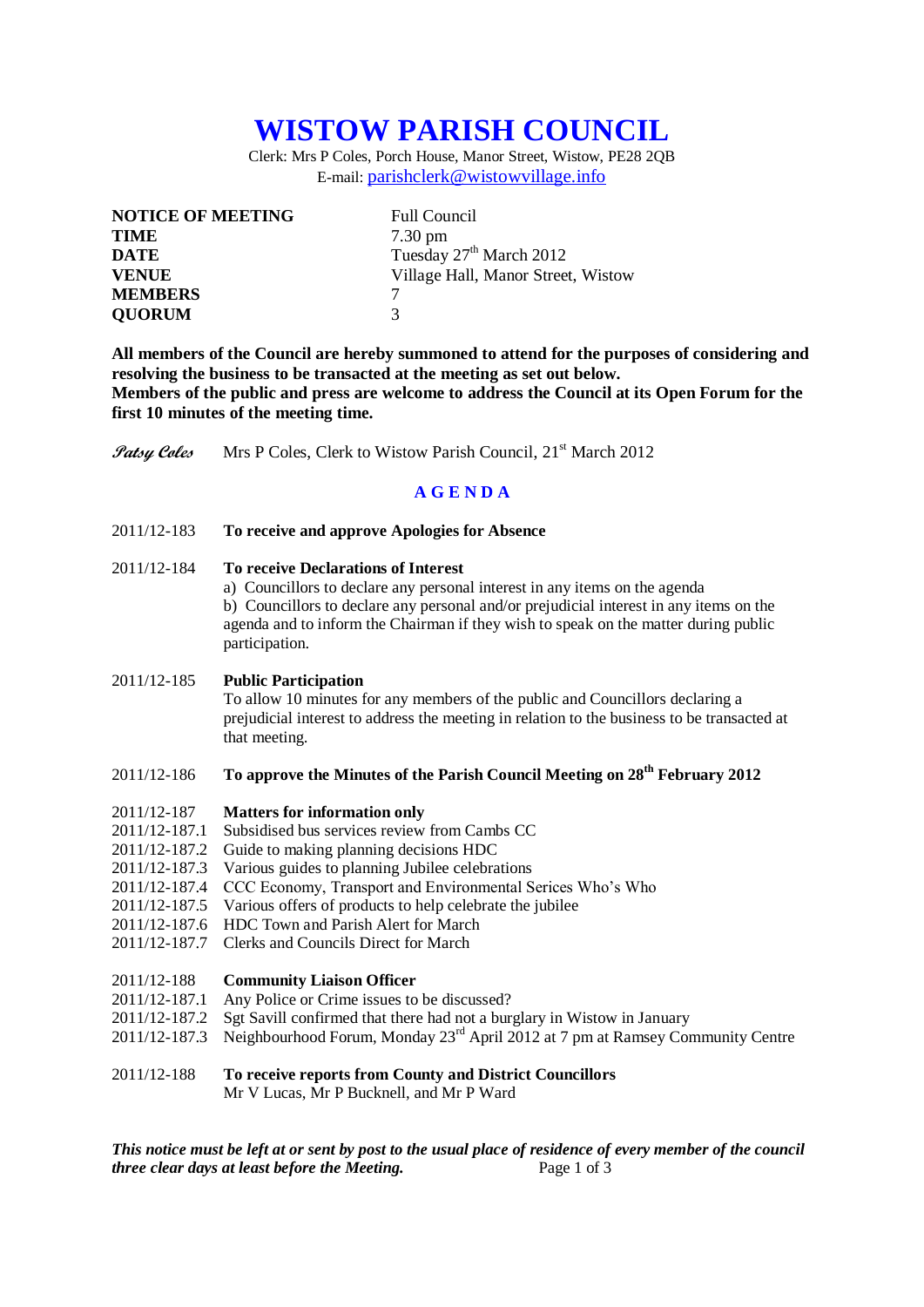# WISTOW PARISH COUNCIL

Clerk: Mrs P Coles, Porch House, Manor Street, Wistow, PE28 2QB
E-mail: parishclerk@wistowvillage.info

| | |
|---|---|
| **NOTICE OF MEETING** | Full Council |
| **TIME** | 7.30 pm |
| **DATE** | Tuesday 27th March 2012 |
| **VENUE** | Village Hall, Manor Street, Wistow |
| **MEMBERS** | 7 |
| **QUORUM** | 3 |

**All members of the Council are hereby summoned to attend for the purposes of considering and resolving the business to be transacted at the meeting as set out below.**
**Members of the public and press are welcome to address the Council at its Open Forum for the first 10 minutes of the meeting time.**

*Patsy Coles* Mrs P Coles, Clerk to Wistow Parish Council, 21st March 2012

## A G E N D A

2011/12-183 **To receive and approve Apologies for Absence**

2011/12-184 **To receive Declarations of Interest**
a) Councillors to declare any personal interest in any items on the agenda
b) Councillors to declare any personal and/or prejudicial interest in any items on the agenda and to inform the Chairman if they wish to speak on the matter during public participation.

2011/12-185 **Public Participation**
To allow 10 minutes for any members of the public and Councillors declaring a prejudicial interest to address the meeting in relation to the business to be transacted at that meeting.

2011/12-186 **To approve the Minutes of the Parish Council Meeting on 28th February 2012**

2011/12-187 **Matters for information only**
2011/12-187.1 Subsidised bus services review from Cambs CC
2011/12-187.2 Guide to making planning decisions HDC
2011/12-187.3 Various guides to planning Jubilee celebrations
2011/12-187.4 CCC Economy, Transport and Environmental Serices Who's Who
2011/12-187.5 Various offers of products to help celebrate the jubilee
2011/12-187.6 HDC Town and Parish Alert for March
2011/12-187.7 Clerks and Councils Direct for March

2011/12-188 **Community Liaison Officer**
2011/12-187.1 Any Police or Crime issues to be discussed?
2011/12-187.2 Sgt Savill confirmed that there had not a burglary in Wistow in January
2011/12-187.3 Neighbourhood Forum, Monday 23rd April 2012 at 7 pm at Ramsey Community Centre

2011/12-188 **To receive reports from County and District Councillors**
Mr V Lucas, Mr P Bucknell, and Mr P Ward

***This notice must be left at or sent by post to the usual place of residence of every member of the council three clear days at least before the Meeting.***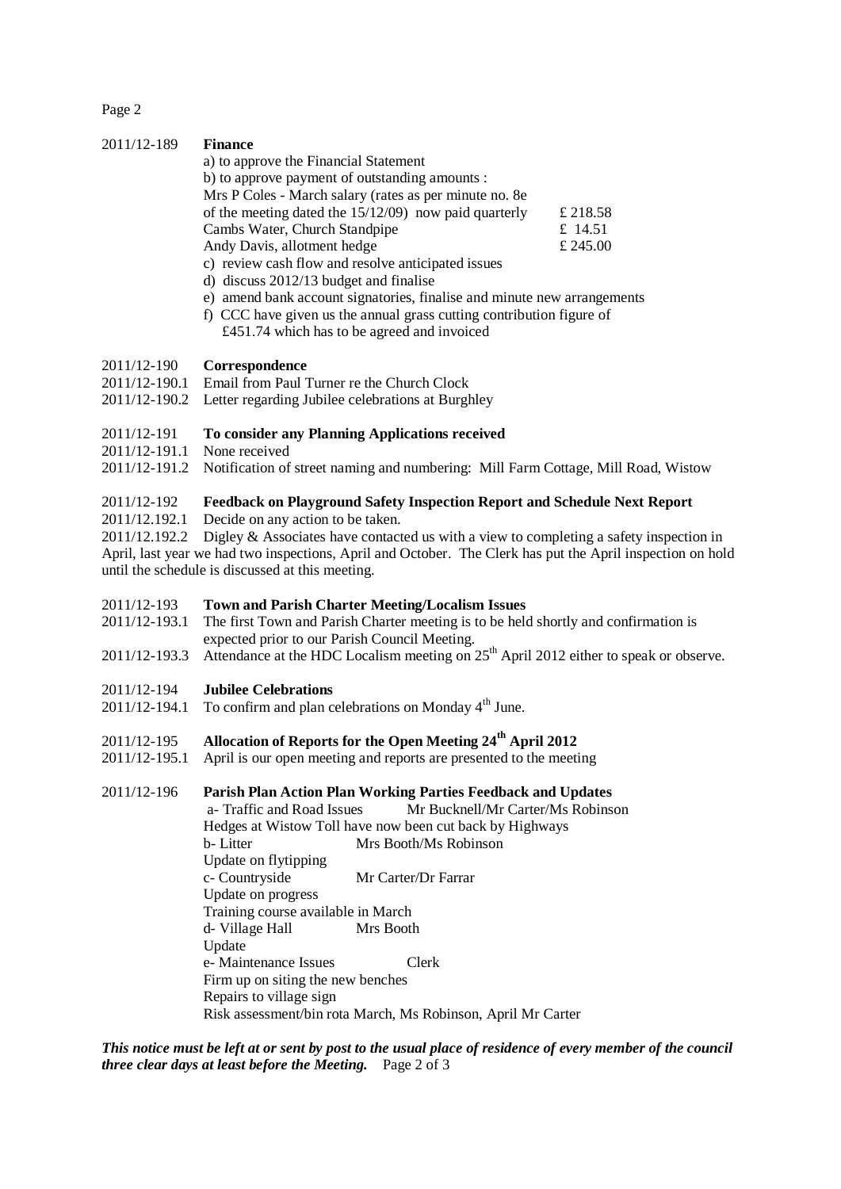2011/12-189 **Finance**

a) to approve the Financial Statement

b) to approve payment of outstanding amounts :

| | |
|---|---|
| Mrs P Coles - March salary (rates as per minute no. 8e of the meeting dated the 15/12/09) now paid quarterly | £ 218.58 |
| Cambs Water, Church Standpipe | £ 14.51 |
| Andy Davis, allotment hedge | £ 245.00 |

c) review cash flow and resolve anticipated issues

d) discuss 2012/13 budget and finalise

e) amend bank account signatories, finalise and minute new arrangements

f) CCC have given us the annual grass cutting contribution figure of £451.74 which has to be agreed and invoiced

2011/12-190 **Correspondence**

2011/12-190.1 Email from Paul Turner re the Church Clock

2011/12-190.2 Letter regarding Jubilee celebrations at Burghley

2011/12-191 **To consider any Planning Applications received**

2011/12-191.1 None received

2011/12-191.2 Notification of street naming and numbering: Mill Farm Cottage, Mill Road, Wistow

2011/12-192 **Feedback on Playground Safety Inspection Report and Schedule Next Report**

2011/12.192.1 Decide on any action to be taken.

2011/12.192.2 Digley & Associates have contacted us with a view to completing a safety inspection in April, last year we had two inspections, April and October. The Clerk has put the April inspection on hold until the schedule is discussed at this meeting.

2011/12-193 **Town and Parish Charter Meeting/Localism Issues**

2011/12-193.1 The first Town and Parish Charter meeting is to be held shortly and confirmation is expected prior to our Parish Council Meeting.

2011/12-193.3 Attendance at the HDC Localism meeting on 25th April 2012 either to speak or observe.

2011/12-194 **Jubilee Celebrations**

2011/12-194.1 To confirm and plan celebrations on Monday 4th June.

2011/12-195 **Allocation of Reports for the Open Meeting 24th April 2012**

2011/12-195.1 April is our open meeting and reports are presented to the meeting

2011/12-196 **Parish Plan Action Plan Working Parties Feedback and Updates**

a- Traffic and Road Issues Mr Bucknell/Mr Carter/Ms Robinson

Hedges at Wistow Toll have now been cut back by Highways

b- Litter Mrs Booth/Ms Robinson

Update on flytipping

c- Countryside Mr Carter/Dr Farrar

Update on progress

Training course available in March

d- Village Hall Mrs Booth

Update

e- Maintenance Issues Clerk

Firm up on siting the new benches

Repairs to village sign

Risk assessment/bin rota March, Ms Robinson, April Mr Carter

***This notice must be left at or sent by post to the usual place of residence of every member of the council three clear days at least before the Meeting.***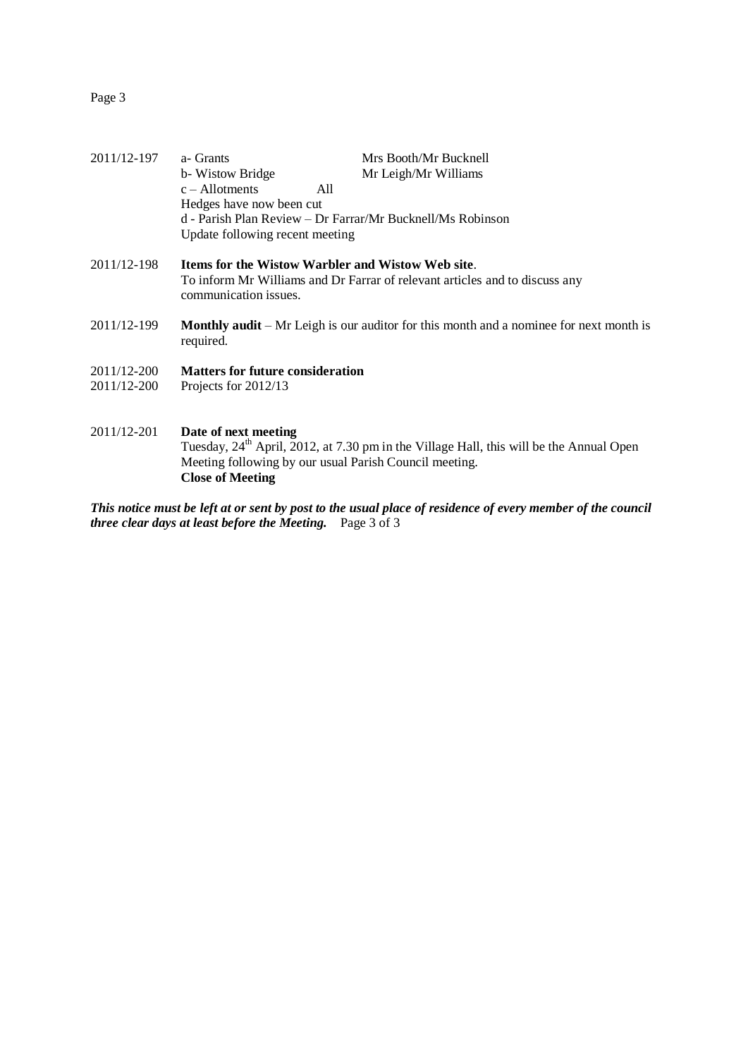2011/12-197 a- Grants Mrs Booth/Mr Bucknell
b- Wistow Bridge Mr Leigh/Mr Williams
c – Allotments All
Hedges have now been cut
d - Parish Plan Review – Dr Farrar/Mr Bucknell/Ms Robinson
Update following recent meeting

2011/12-198 **Items for the Wistow Warbler and Wistow Web site**.
To inform Mr Williams and Dr Farrar of relevant articles and to discuss any communication issues.

2011/12-199 **Monthly audit** – Mr Leigh is our auditor for this month and a nominee for next month is required.

2011/12-200 **Matters for future consideration**
2011/12-200 Projects for 2012/13

2011/12-201 **Date of next meeting**
Tuesday, 24th April, 2012, at 7.30 pm in the Village Hall, this will be the Annual Open Meeting following by our usual Parish Council meeting.
**Close of Meeting**

***This notice must be left at or sent by post to the usual place of residence of every member of the council three clear days at least before the Meeting.***